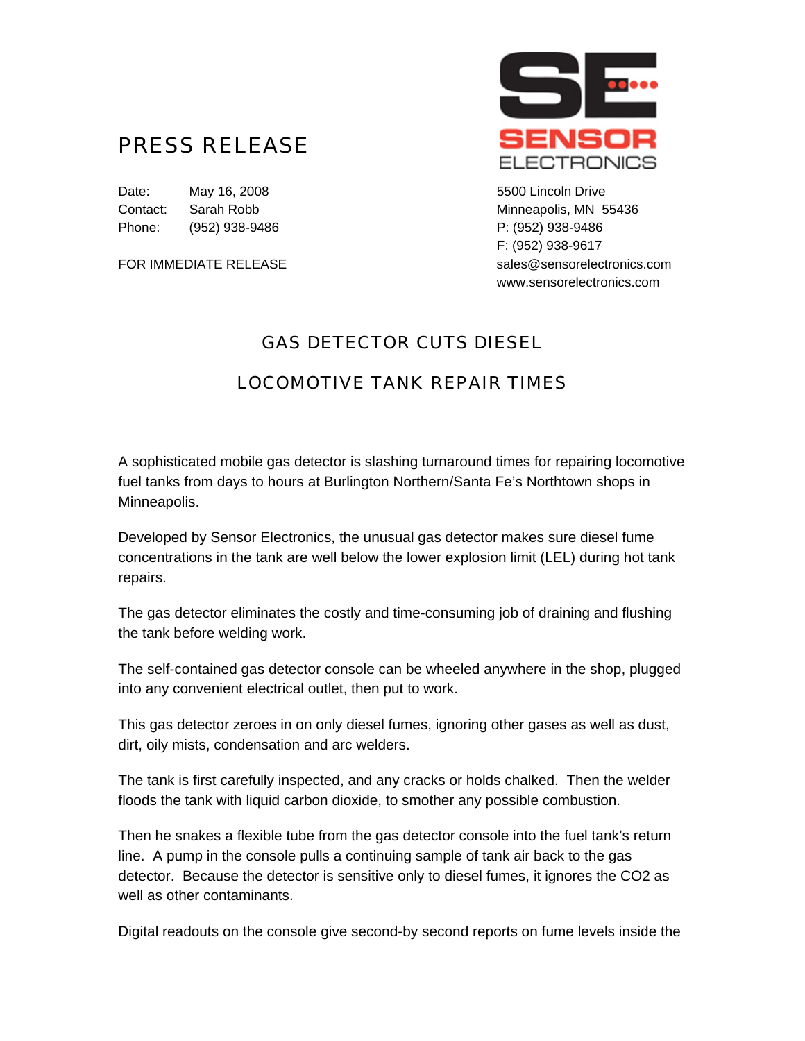# PRESS RELEASE

SE SENSOR ELECTRONICS

Date: May 16, 2008
Contact: Sarah Robb
Phone: (952) 938-9486

FOR IMMEDIATE RELEASE

5500 Lincoln Drive
Minneapolis, MN 55436
P: (952) 938-9486
F: (952) 938-9617
sales@sensorelectronics.com
www.sensorelectronics.com

## GAS DETECTOR CUTS DIESEL LOCOMOTIVE TANK REPAIR TIMES

A sophisticated mobile gas detector is slashing turnaround times for repairing locomotive fuel tanks from days to hours at Burlington Northern/Santa Fe's Northtown shops in Minneapolis.

Developed by Sensor Electronics, the unusual gas detector makes sure diesel fume concentrations in the tank are well below the lower explosion limit (LEL) during hot tank repairs.

The gas detector eliminates the costly and time-consuming job of draining and flushing the tank before welding work.

The self-contained gas detector console can be wheeled anywhere in the shop, plugged into any convenient electrical outlet, then put to work.

This gas detector zeroes in on only diesel fumes, ignoring other gases as well as dust, dirt, oily mists, condensation and arc welders.

The tank is first carefully inspected, and any cracks or holds chalked. Then the welder floods the tank with liquid carbon dioxide, to smother any possible combustion.

Then he snakes a flexible tube from the gas detector console into the fuel tank's return line. A pump in the console pulls a continuing sample of tank air back to the gas detector. Because the detector is sensitive only to diesel fumes, it ignores the $CO_2$ as well as other contaminants.

Digital readouts on the console give second-by second reports on fume levels inside the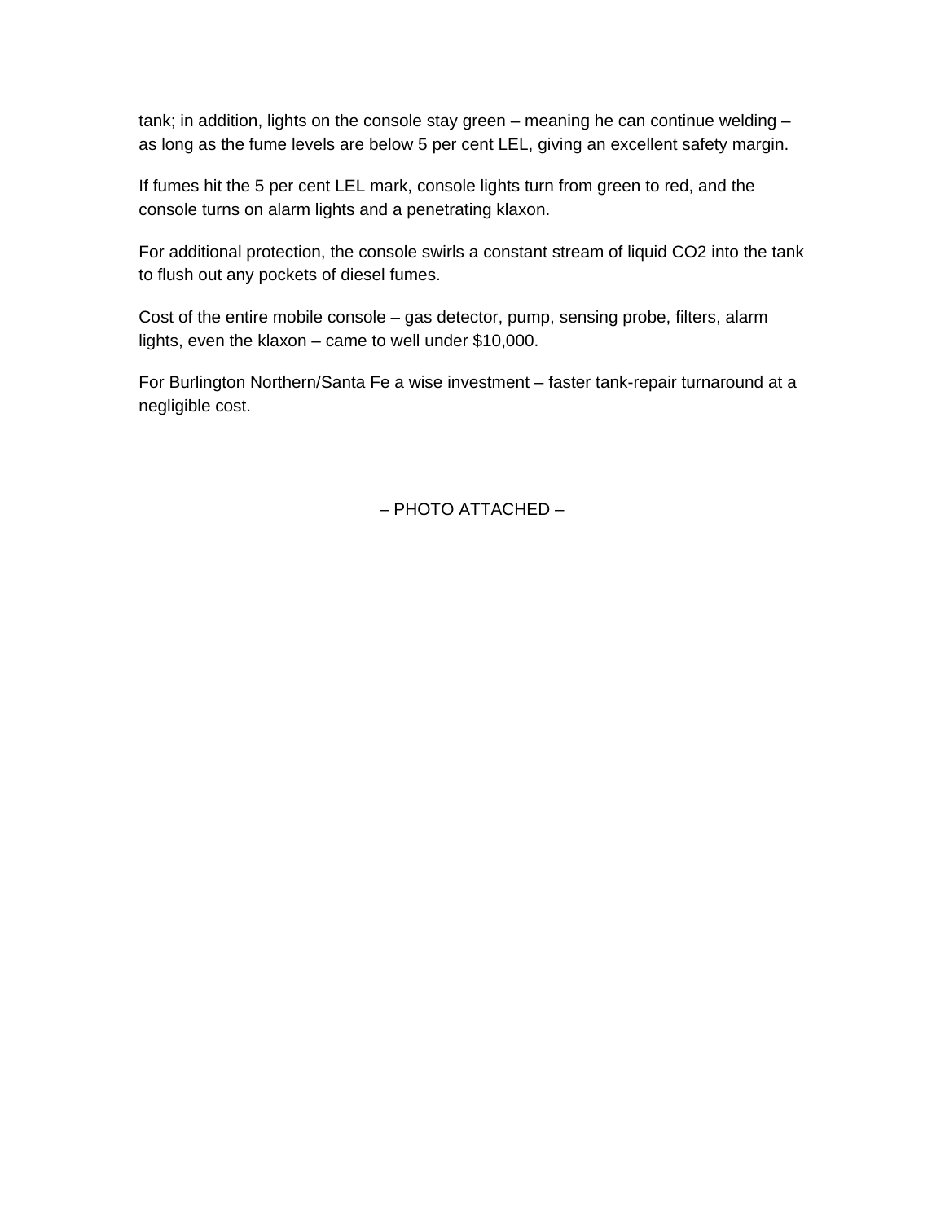tank; in addition, lights on the console stay green – meaning he can continue welding – as long as the fume levels are below 5 per cent LEL, giving an excellent safety margin.

If fumes hit the 5 per cent LEL mark, console lights turn from green to red, and the console turns on alarm lights and a penetrating klaxon.

For additional protection, the console swirls a constant stream of liquid $CO_2$ into the tank to flush out any pockets of diesel fumes.

Cost of the entire mobile console – gas detector, pump, sensing probe, filters, alarm lights, even the klaxon – came to well under $10,000.

For Burlington Northern/Santa Fe a wise investment – faster tank-repair turnaround at a negligible cost.

– PHOTO ATTACHED –